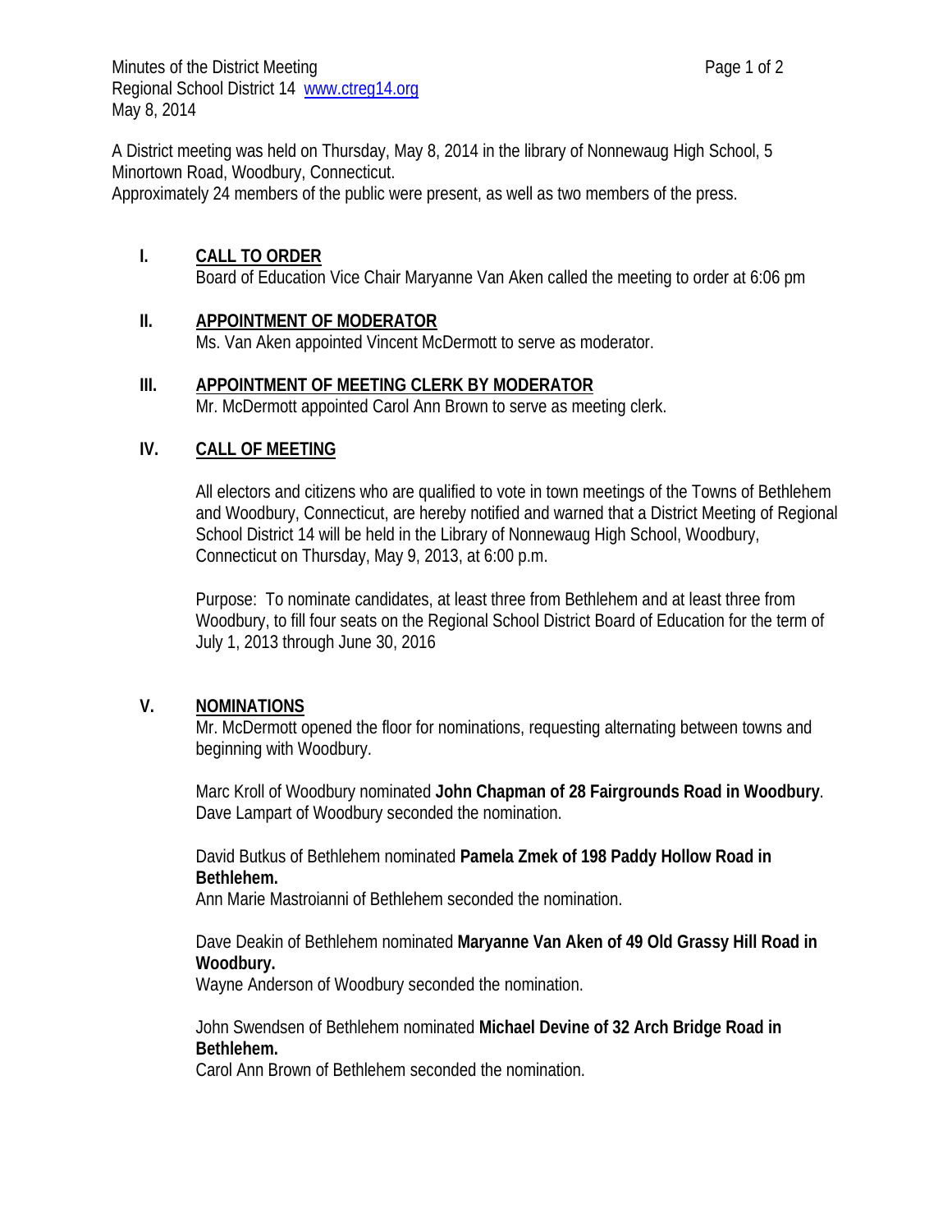Minutes of the District Meeting
Regional School District 14 [www.ctreg14.org](http://www.ctreg14.org)
May 8, 2014

A District meeting was held on Thursday, May 8, 2014 in the library of Nonnewaug High School, 5 Minortown Road, Woodbury, Connecticut.
Approximately 24 members of the public were present, as well as two members of the press.

## I. CALL TO ORDER

Board of Education Vice Chair Maryanne Van Aken called the meeting to order at 6:06 pm

## II. APPOINTMENT OF MODERATOR

Ms. Van Aken appointed Vincent McDermott to serve as moderator.

## III. APPOINTMENT OF MEETING CLERK BY MODERATOR

Mr. McDermott appointed Carol Ann Brown to serve as meeting clerk.

## IV. CALL OF MEETING

All electors and citizens who are qualified to vote in town meetings of the Towns of Bethlehem and Woodbury, Connecticut, are hereby notified and warned that a District Meeting of Regional School District 14 will be held in the Library of Nonnewaug High School, Woodbury, Connecticut on Thursday, May 9, 2013, at 6:00 p.m.

Purpose: To nominate candidates, at least three from Bethlehem and at least three from Woodbury, to fill four seats on the Regional School District Board of Education for the term of July 1, 2013 through June 30, 2016

## V. NOMINATIONS

Mr. McDermott opened the floor for nominations, requesting alternating between towns and beginning with Woodbury.

Marc Kroll of Woodbury nominated **John Chapman of 28 Fairgrounds Road in Woodbury**. Dave Lampart of Woodbury seconded the nomination.

David Butkus of Bethlehem nominated **Pamela Zmek of 198 Paddy Hollow Road in Bethlehem.**
Ann Marie Mastroianni of Bethlehem seconded the nomination.

Dave Deakin of Bethlehem nominated **Maryanne Van Aken of 49 Old Grassy Hill Road in Woodbury.**
Wayne Anderson of Woodbury seconded the nomination.

John Swendsen of Bethlehem nominated **Michael Devine of 32 Arch Bridge Road in Bethlehem.**
Carol Ann Brown of Bethlehem seconded the nomination.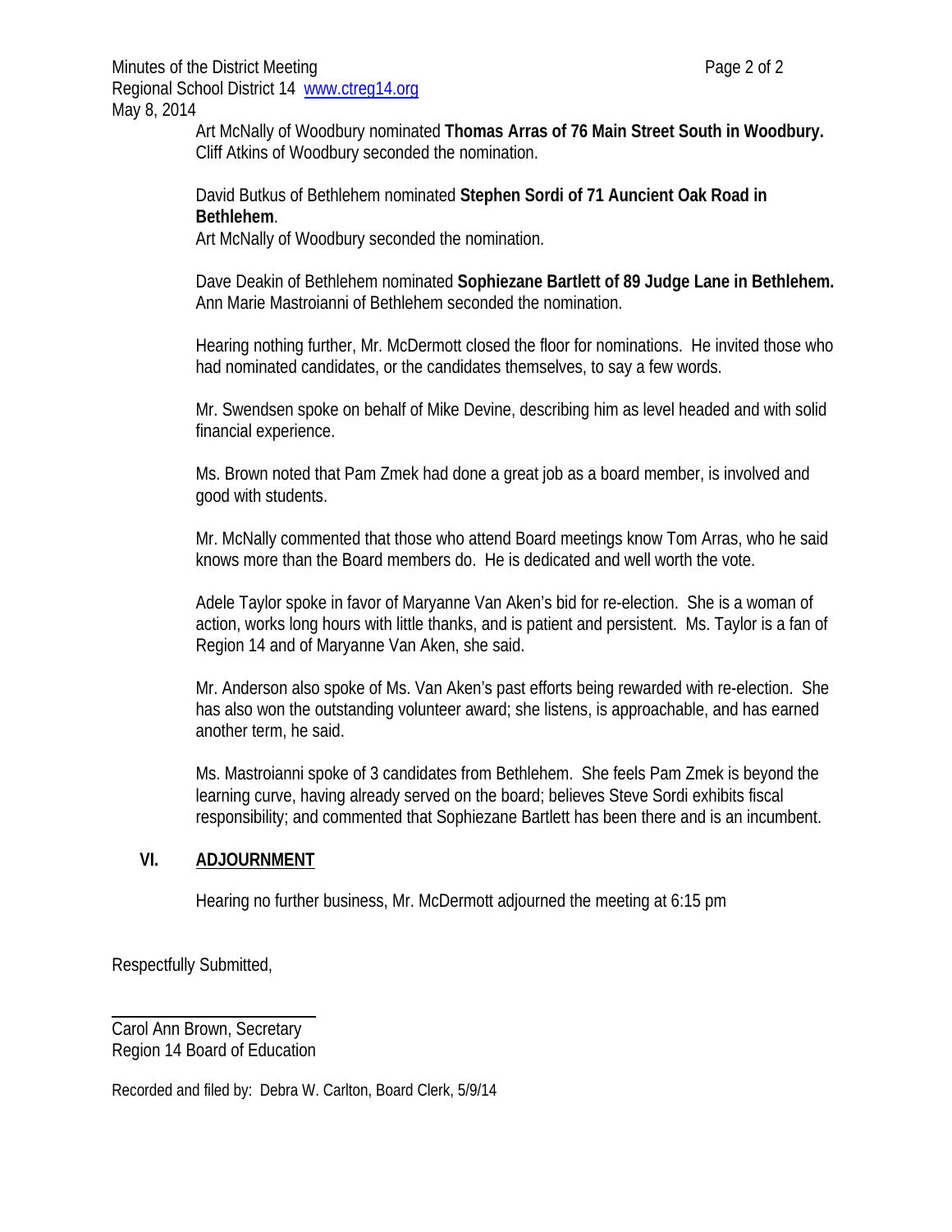Art McNally of Woodbury nominated **Thomas Arras of 76 Main Street South in Woodbury.** Cliff Atkins of Woodbury seconded the nomination.

David Butkus of Bethlehem nominated **Stephen Sordi of 71 Auncient Oak Road in Bethlehem**.
Art McNally of Woodbury seconded the nomination.

Dave Deakin of Bethlehem nominated **Sophiezane Bartlett of 89 Judge Lane in Bethlehem.** Ann Marie Mastroianni of Bethlehem seconded the nomination.

Hearing nothing further, Mr. McDermott closed the floor for nominations. He invited those who had nominated candidates, or the candidates themselves, to say a few words.

Mr. Swendsen spoke on behalf of Mike Devine, describing him as level headed and with solid financial experience.

Ms. Brown noted that Pam Zmek had done a great job as a board member, is involved and good with students.

Mr. McNally commented that those who attend Board meetings know Tom Arras, who he said knows more than the Board members do. He is dedicated and well worth the vote.

Adele Taylor spoke in favor of Maryanne Van Aken's bid for re-election. She is a woman of action, works long hours with little thanks, and is patient and persistent. Ms. Taylor is a fan of Region 14 and of Maryanne Van Aken, she said.

Mr. Anderson also spoke of Ms. Van Aken's past efforts being rewarded with re-election. She has also won the outstanding volunteer award; she listens, is approachable, and has earned another term, he said.

Ms. Mastroianni spoke of 3 candidates from Bethlehem. She feels Pam Zmek is beyond the learning curve, having already served on the board; believes Steve Sordi exhibits fiscal responsibility; and commented that Sophiezane Bartlett has been there and is an incumbent.

## VI. ADJOURNMENT

Hearing no further business, Mr. McDermott adjourned the meeting at 6:15 pm

Respectfully Submitted,

Carol Ann Brown, Secretary
Region 14 Board of Education

Recorded and filed by: Debra W. Carlton, Board Clerk, 5/9/14